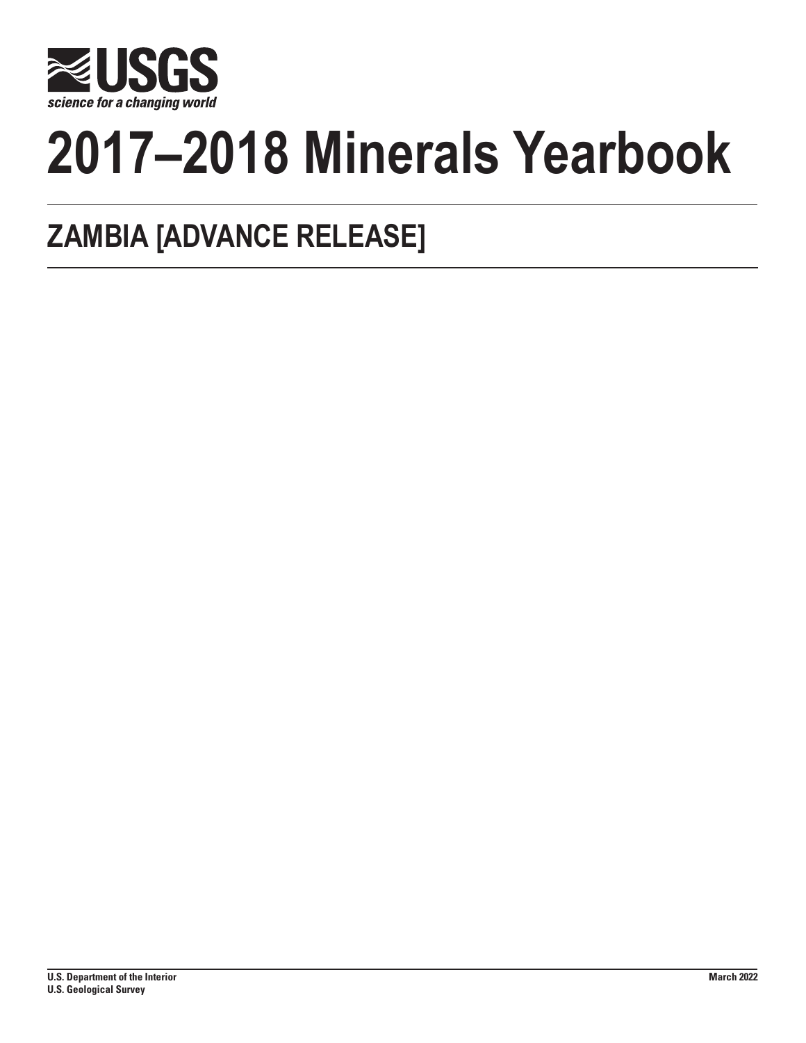**USGS**

*science for a changing world*

# 2017–2018 Minerals Yearbook

## ZAMBIA [ADVANCE RELEASE]

**U.S. Department of the Interior**
**U.S. Geological Survey**

**March 2022**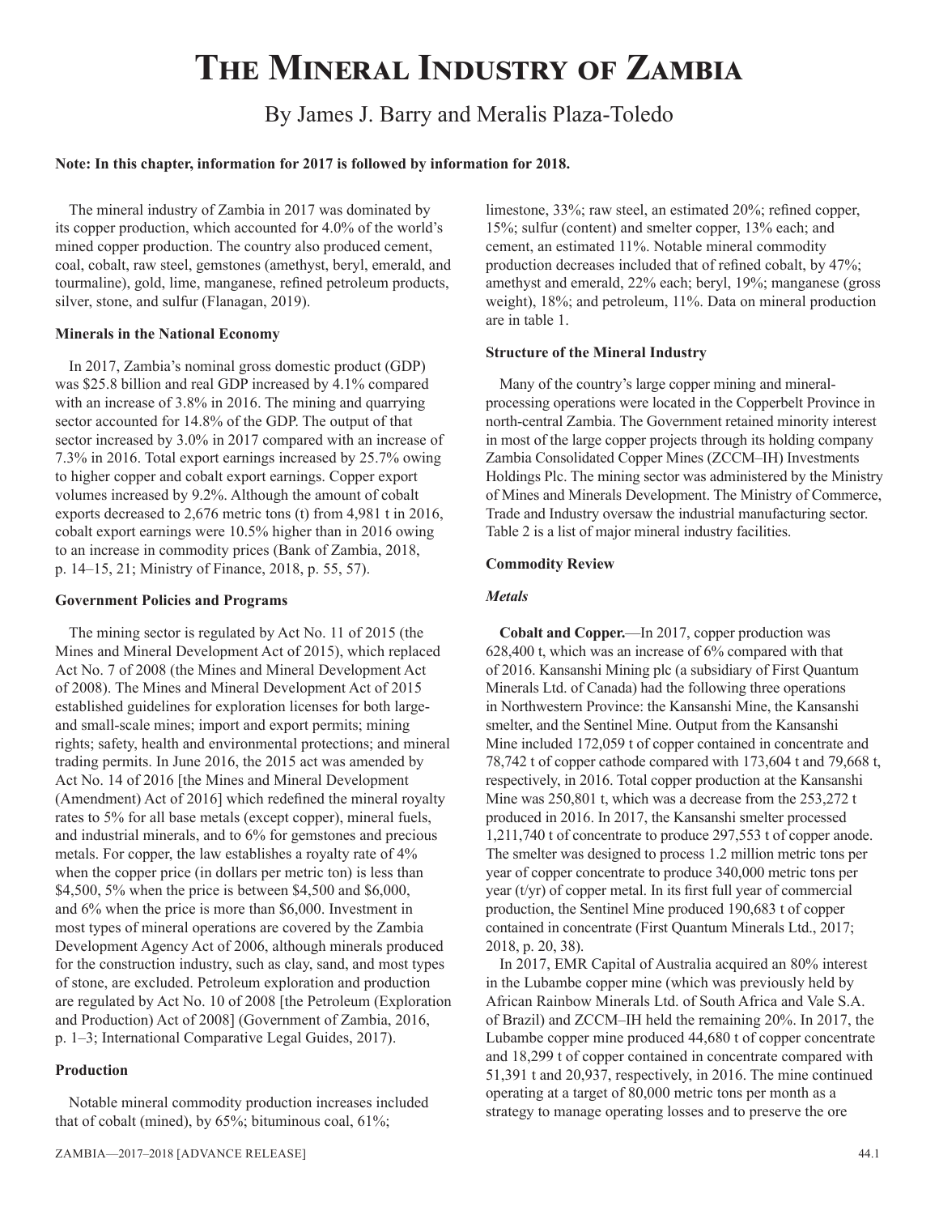# The Mineral Industry of Zambia

By James J. Barry and Meralis Plaza-Toledo

**Note: In this chapter, information for 2017 is followed by information for 2018.**

The mineral industry of Zambia in 2017 was dominated by its copper production, which accounted for 4.0% of the world's mined copper production. The country also produced cement, coal, cobalt, raw steel, gemstones (amethyst, beryl, emerald, and tourmaline), gold, lime, manganese, refined petroleum products, silver, stone, and sulfur (Flanagan, 2019).

### Minerals in the National Economy

In 2017, Zambia's nominal gross domestic product (GDP) was $25.8 billion and real GDP increased by 4.1% compared with an increase of 3.8% in 2016. The mining and quarrying sector accounted for 14.8% of the GDP. The output of that sector increased by 3.0% in 2017 compared with an increase of 7.3% in 2016. Total export earnings increased by 25.7% owing to higher copper and cobalt export earnings. Copper export volumes increased by 9.2%. Although the amount of cobalt exports decreased to 2,676 metric tons (t) from 4,981 t in 2016, cobalt export earnings were 10.5% higher than in 2016 owing to an increase in commodity prices (Bank of Zambia, 2018, p. 14–15, 21; Ministry of Finance, 2018, p. 55, 57).

### Government Policies and Programs

The mining sector is regulated by Act No. 11 of 2015 (the Mines and Mineral Development Act of 2015), which replaced Act No. 7 of 2008 (the Mines and Mineral Development Act of 2008). The Mines and Mineral Development Act of 2015 established guidelines for exploration licenses for both large- and small-scale mines; import and export permits; mining rights; safety, health and environmental protections; and mineral trading permits. In June 2016, the 2015 act was amended by Act No. 14 of 2016 [the Mines and Mineral Development (Amendment) Act of 2016] which redefined the mineral royalty rates to 5% for all base metals (except copper), mineral fuels, and industrial minerals, and to 6% for gemstones and precious metals. For copper, the law establishes a royalty rate of 4% when the copper price (in dollars per metric ton) is less than $4,500, 5% when the price is between $4,500 and $6,000, and 6% when the price is more than $6,000. Investment in most types of mineral operations are covered by the Zambia Development Agency Act of 2006, although minerals produced for the construction industry, such as clay, sand, and most types of stone, are excluded. Petroleum exploration and production are regulated by Act No. 10 of 2008 [the Petroleum (Exploration and Production) Act of 2008] (Government of Zambia, 2016, p. 1–3; International Comparative Legal Guides, 2017).

### Production

Notable mineral commodity production increases included that of cobalt (mined), by 65%; bituminous coal, 61%; limestone, 33%; raw steel, an estimated 20%; refined copper, 15%; sulfur (content) and smelter copper, 13% each; and cement, an estimated 11%. Notable mineral commodity production decreases included that of refined cobalt, by 47%; amethyst and emerald, 22% each; beryl, 19%; manganese (gross weight), 18%; and petroleum, 11%. Data on mineral production are in table 1.

### Structure of the Mineral Industry

Many of the country's large copper mining and mineral-processing operations were located in the Copperbelt Province in north-central Zambia. The Government retained minority interest in most of the large copper projects through its holding company Zambia Consolidated Copper Mines (ZCCM–IH) Investments Holdings Plc. The mining sector was administered by the Ministry of Mines and Minerals Development. The Ministry of Commerce, Trade and Industry oversaw the industrial manufacturing sector. Table 2 is a list of major mineral industry facilities.

### Commodity Review

#### *Metals*

**Cobalt and Copper.**—In 2017, copper production was 628,400 t, which was an increase of 6% compared with that of 2016. Kansanshi Mining plc (a subsidiary of First Quantum Minerals Ltd. of Canada) had the following three operations in Northwestern Province: the Kansanshi Mine, the Kansanshi smelter, and the Sentinel Mine. Output from the Kansanshi Mine included 172,059 t of copper contained in concentrate and 78,742 t of copper cathode compared with 173,604 t and 79,668 t, respectively, in 2016. Total copper production at the Kansanshi Mine was 250,801 t, which was a decrease from the 253,272 t produced in 2016. In 2017, the Kansanshi smelter processed 1,211,740 t of concentrate to produce 297,553 t of copper anode. The smelter was designed to process 1.2 million metric tons per year of copper concentrate to produce 340,000 metric tons per year (t/yr) of copper metal. In its first full year of commercial production, the Sentinel Mine produced 190,683 t of copper contained in concentrate (First Quantum Minerals Ltd., 2017; 2018, p. 20, 38).

In 2017, EMR Capital of Australia acquired an 80% interest in the Lubambe copper mine (which was previously held by African Rainbow Minerals Ltd. of South Africa and Vale S.A. of Brazil) and ZCCM–IH held the remaining 20%. In 2017, the Lubambe copper mine produced 44,680 t of copper concentrate and 18,299 t of copper contained in concentrate compared with 51,391 t and 20,937, respectively, in 2016. The mine continued operating at a target of 80,000 metric tons per month as a strategy to manage operating losses and to preserve the ore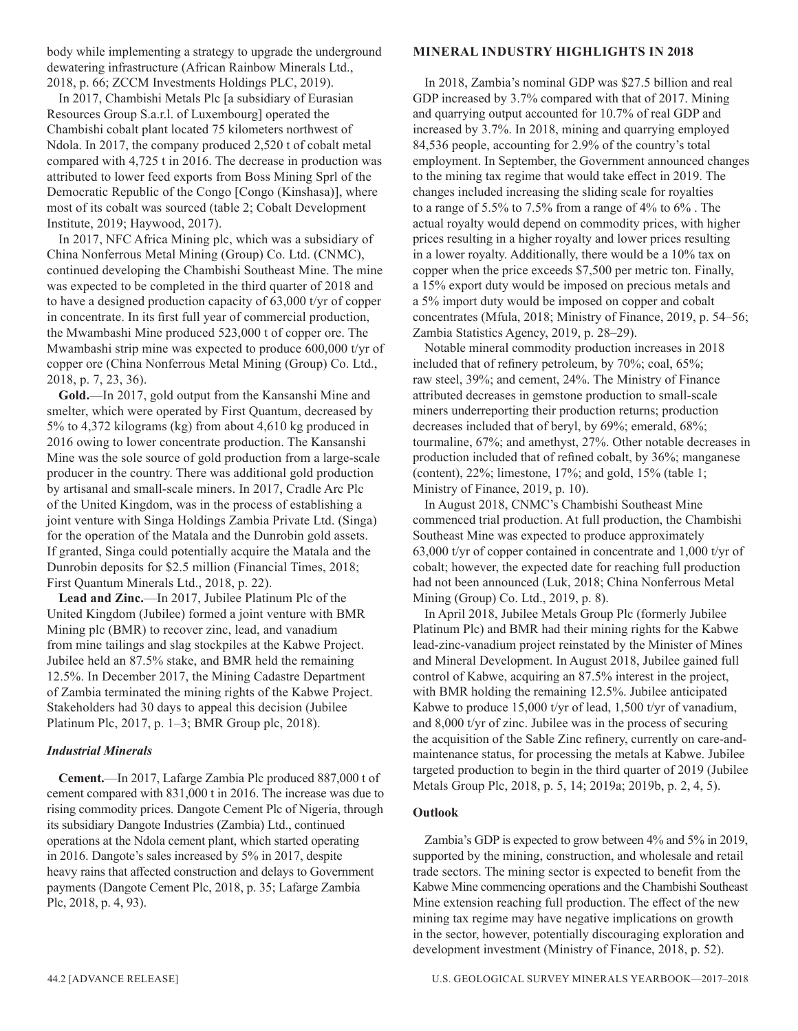body while implementing a strategy to upgrade the underground dewatering infrastructure (African Rainbow Minerals Ltd., 2018, p. 66; ZCCM Investments Holdings PLC, 2019).

In 2017, Chambishi Metals Plc [a subsidiary of Eurasian Resources Group S.a.r.l. of Luxembourg] operated the Chambishi cobalt plant located 75 kilometers northwest of Ndola. In 2017, the company produced 2,520 t of cobalt metal compared with 4,725 t in 2016. The decrease in production was attributed to lower feed exports from Boss Mining Sprl of the Democratic Republic of the Congo [Congo (Kinshasa)], where most of its cobalt was sourced (table 2; Cobalt Development Institute, 2019; Haywood, 2017).

In 2017, NFC Africa Mining plc, which was a subsidiary of China Nonferrous Metal Mining (Group) Co. Ltd. (CNMC), continued developing the Chambishi Southeast Mine. The mine was expected to be completed in the third quarter of 2018 and to have a designed production capacity of 63,000 t/yr of copper in concentrate. In its first full year of commercial production, the Mwambashi Mine produced 523,000 t of copper ore. The Mwambashi strip mine was expected to produce 600,000 t/yr of copper ore (China Nonferrous Metal Mining (Group) Co. Ltd., 2018, p. 7, 23, 36).

**Gold.**—In 2017, gold output from the Kansanshi Mine and smelter, which were operated by First Quantum, decreased by 5% to 4,372 kilograms (kg) from about 4,610 kg produced in 2016 owing to lower concentrate production. The Kansanshi Mine was the sole source of gold production from a large-scale producer in the country. There was additional gold production by artisanal and small-scale miners. In 2017, Cradle Arc Plc of the United Kingdom, was in the process of establishing a joint venture with Singa Holdings Zambia Private Ltd. (Singa) for the operation of the Matala and the Dunrobin gold assets. If granted, Singa could potentially acquire the Matala and the Dunrobin deposits for $2.5 million (Financial Times, 2018; First Quantum Minerals Ltd., 2018, p. 22).

**Lead and Zinc.**—In 2017, Jubilee Platinum Plc of the United Kingdom (Jubilee) formed a joint venture with BMR Mining plc (BMR) to recover zinc, lead, and vanadium from mine tailings and slag stockpiles at the Kabwe Project. Jubilee held an 87.5% stake, and BMR held the remaining 12.5%. In December 2017, the Mining Cadastre Department of Zambia terminated the mining rights of the Kabwe Project. Stakeholders had 30 days to appeal this decision (Jubilee Platinum Plc, 2017, p. 1–3; BMR Group plc, 2018).

### *Industrial Minerals*

**Cement.**—In 2017, Lafarge Zambia Plc produced 887,000 t of cement compared with 831,000 t in 2016. The increase was due to rising commodity prices. Dangote Cement Plc of Nigeria, through its subsidiary Dangote Industries (Zambia) Ltd., continued operations at the Ndola cement plant, which started operating in 2016. Dangote's sales increased by 5% in 2017, despite heavy rains that affected construction and delays to Government payments (Dangote Cement Plc, 2018, p. 35; Lafarge Zambia Plc, 2018, p. 4, 93).

## MINERAL INDUSTRY HIGHLIGHTS IN 2018

In 2018, Zambia's nominal GDP was $27.5 billion and real GDP increased by 3.7% compared with that of 2017. Mining and quarrying output accounted for 10.7% of real GDP and increased by 3.7%. In 2018, mining and quarrying employed 84,536 people, accounting for 2.9% of the country's total employment. In September, the Government announced changes to the mining tax regime that would take effect in 2019. The changes included increasing the sliding scale for royalties to a range of 5.5% to 7.5% from a range of 4% to 6% . The actual royalty would depend on commodity prices, with higher prices resulting in a higher royalty and lower prices resulting in a lower royalty. Additionally, there would be a 10% tax on copper when the price exceeds $7,500 per metric ton. Finally, a 15% export duty would be imposed on precious metals and a 5% import duty would be imposed on copper and cobalt concentrates (Mfula, 2018; Ministry of Finance, 2019, p. 54–56; Zambia Statistics Agency, 2019, p. 28–29).

Notable mineral commodity production increases in 2018 included that of refinery petroleum, by 70%; coal, 65%; raw steel, 39%; and cement, 24%. The Ministry of Finance attributed decreases in gemstone production to small-scale miners underreporting their production returns; production decreases included that of beryl, by 69%; emerald, 68%; tourmaline, 67%; and amethyst, 27%. Other notable decreases in production included that of refined cobalt, by 36%; manganese (content), 22%; limestone, 17%; and gold, 15% (table 1; Ministry of Finance, 2019, p. 10).

In August 2018, CNMC's Chambishi Southeast Mine commenced trial production. At full production, the Chambishi Southeast Mine was expected to produce approximately 63,000 t/yr of copper contained in concentrate and 1,000 t/yr of cobalt; however, the expected date for reaching full production had not been announced (Luk, 2018; China Nonferrous Metal Mining (Group) Co. Ltd., 2019, p. 8).

In April 2018, Jubilee Metals Group Plc (formerly Jubilee Platinum Plc) and BMR had their mining rights for the Kabwe lead-zinc-vanadium project reinstated by the Minister of Mines and Mineral Development. In August 2018, Jubilee gained full control of Kabwe, acquiring an 87.5% interest in the project, with BMR holding the remaining 12.5%. Jubilee anticipated Kabwe to produce 15,000 t/yr of lead, 1,500 t/yr of vanadium, and 8,000 t/yr of zinc. Jubilee was in the process of securing the acquisition of the Sable Zinc refinery, currently on care-and-maintenance status, for processing the metals at Kabwe. Jubilee targeted production to begin in the third quarter of 2019 (Jubilee Metals Group Plc, 2018, p. 5, 14; 2019a; 2019b, p. 2, 4, 5).

### Outlook

Zambia's GDP is expected to grow between 4% and 5% in 2019, supported by the mining, construction, and wholesale and retail trade sectors. The mining sector is expected to benefit from the Kabwe Mine commencing operations and the Chambishi Southeast Mine extension reaching full production. The effect of the new mining tax regime may have negative implications on growth in the sector, however, potentially discouraging exploration and development investment (Ministry of Finance, 2018, p. 52).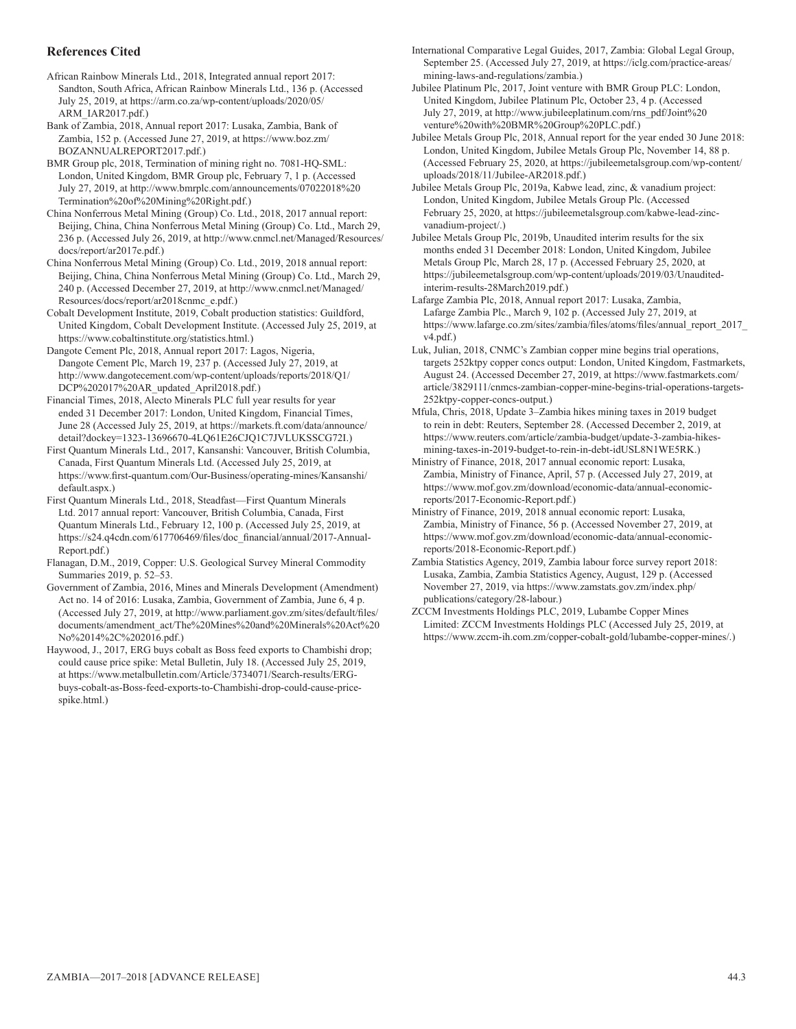## References Cited

African Rainbow Minerals Ltd., 2018, Integrated annual report 2017: Sandton, South Africa, African Rainbow Minerals Ltd., 136 p. (Accessed July 25, 2019, at https://arm.co.za/wp-content/uploads/2020/05/ARM_IAR2017.pdf.)

Bank of Zambia, 2018, Annual report 2017: Lusaka, Zambia, Bank of Zambia, 152 p. (Accessed June 27, 2019, at https://www.boz.zm/BOZANNUALREPORT2017.pdf.)

BMR Group plc, 2018, Termination of mining right no. 7081-HQ-SML: London, United Kingdom, BMR Group plc, February 7, 1 p. (Accessed July 27, 2019, at http://www.bmrplc.com/announcements/07022018%20Termination%20of%20Mining%20Right.pdf.)

China Nonferrous Metal Mining (Group) Co. Ltd., 2018, 2017 annual report: Beijing, China, China Nonferrous Metal Mining (Group) Co. Ltd., March 29, 236 p. (Accessed July 26, 2019, at http://www.cnmcl.net/Managed/Resources/docs/report/ar2017e.pdf.)

China Nonferrous Metal Mining (Group) Co. Ltd., 2019, 2018 annual report: Beijing, China, China Nonferrous Metal Mining (Group) Co. Ltd., March 29, 240 p. (Accessed December 27, 2019, at http://www.cnmcl.net/Managed/Resources/docs/report/ar2018cnmc_e.pdf.)

Cobalt Development Institute, 2019, Cobalt production statistics: Guildford, United Kingdom, Cobalt Development Institute. (Accessed July 25, 2019, at https://www.cobaltinstitute.org/statistics.html.)

Dangote Cement Plc, 2018, Annual report 2017: Lagos, Nigeria, Dangote Cement Plc, March 19, 237 p. (Accessed July 27, 2019, at http://www.dangotecement.com/wp-content/uploads/reports/2018/Q1/DCP%202017%20AR_updated_April2018.pdf.)

Financial Times, 2018, Alecto Minerals PLC full year results for year ended 31 December 2017: London, United Kingdom, Financial Times, June 28 (Accessed July 25, 2019, at https://markets.ft.com/data/announce/detail?dockey=1323-13696670-4LQ61E26CJQ1C7JVLUKSSCG72I.)

First Quantum Minerals Ltd., 2017, Kansanshi: Vancouver, British Columbia, Canada, First Quantum Minerals Ltd. (Accessed July 25, 2019, at https://www.first-quantum.com/Our-Business/operating-mines/Kansanshi/default.aspx.)

First Quantum Minerals Ltd., 2018, Steadfast—First Quantum Minerals Ltd. 2017 annual report: Vancouver, British Columbia, Canada, First Quantum Minerals Ltd., February 12, 100 p. (Accessed July 25, 2019, at https://s24.q4cdn.com/617706469/files/doc_financial/annual/2017-Annual-Report.pdf.)

Flanagan, D.M., 2019, Copper: U.S. Geological Survey Mineral Commodity Summaries 2019, p. 52–53.

Government of Zambia, 2016, Mines and Minerals Development (Amendment) Act no. 14 of 2016: Lusaka, Zambia, Government of Zambia, June 6, 4 p. (Accessed July 27, 2019, at http://www.parliament.gov.zm/sites/default/files/documents/amendment_act/The%20Mines%20and%20Minerals%20Act%20No%2014%2C%202016.pdf.)

Haywood, J., 2017, ERG buys cobalt as Boss feed exports to Chambishi drop; could cause price spike: Metal Bulletin, July 18. (Accessed July 25, 2019, at https://www.metalbulletin.com/Article/3734071/Search-results/ERG-buys-cobalt-as-Boss-feed-exports-to-Chambishi-drop-could-cause-price-spike.html.)

International Comparative Legal Guides, 2017, Zambia: Global Legal Group, September 25. (Accessed July 27, 2019, at https://iclg.com/practice-areas/mining-laws-and-regulations/zambia.)

Jubilee Platinum Plc, 2017, Joint venture with BMR Group PLC: London, United Kingdom, Jubilee Platinum Plc, October 23, 4 p. (Accessed July 27, 2019, at http://www.jubileeplatinum.com/rns_pdf/Joint%20venture%20with%20BMR%20Group%20PLC.pdf.)

Jubilee Metals Group Plc, 2018, Annual report for the year ended 30 June 2018: London, United Kingdom, Jubilee Metals Group Plc, November 14, 88 p. (Accessed February 25, 2020, at https://jubileemetalsgroup.com/wp-content/uploads/2018/11/Jubilee-AR2018.pdf.)

Jubilee Metals Group Plc, 2019a, Kabwe lead, zinc, & vanadium project: London, United Kingdom, Jubilee Metals Group Plc. (Accessed February 25, 2020, at https://jubileemetalsgroup.com/kabwe-lead-zinc-vanadium-project/.)

Jubilee Metals Group Plc, 2019b, Unaudited interim results for the six months ended 31 December 2018: London, United Kingdom, Jubilee Metals Group Plc, March 28, 17 p. (Accessed February 25, 2020, at https://jubileemetalsgroup.com/wp-content/uploads/2019/03/Unaudited-interim-results-28March2019.pdf.)

Lafarge Zambia Plc, 2018, Annual report 2017: Lusaka, Zambia, Lafarge Zambia Plc., March 9, 102 p. (Accessed July 27, 2019, at https://www.lafarge.co.zm/sites/zambia/files/atoms/files/annual_report_2017_v4.pdf.)

Luk, Julian, 2018, CNMC's Zambian copper mine begins trial operations, targets 252ktpy copper concs output: London, United Kingdom, Fastmarkets, August 24. (Accessed December 27, 2019, at https://www.fastmarkets.com/article/3829111/cnmcs-zambian-copper-mine-begins-trial-operations-targets-252ktpy-copper-concs-output.)

Mfula, Chris, 2018, Update 3–Zambia hikes mining taxes in 2019 budget to rein in debt: Reuters, September 28. (Accessed December 2, 2019, at https://www.reuters.com/article/zambia-budget/update-3-zambia-hikes-mining-taxes-in-2019-budget-to-rein-in-debt-idUSL8N1WE5RK.)

Ministry of Finance, 2018, 2017 annual economic report: Lusaka, Zambia, Ministry of Finance, April, 57 p. (Accessed July 27, 2019, at https://www.mof.gov.zm/download/economic-data/annual-economic-reports/2017-Economic-Report.pdf.)

Ministry of Finance, 2019, 2018 annual economic report: Lusaka, Zambia, Ministry of Finance, 56 p. (Accessed November 27, 2019, at https://www.mof.gov.zm/download/economic-data/annual-economic-reports/2018-Economic-Report.pdf.)

Zambia Statistics Agency, 2019, Zambia labour force survey report 2018: Lusaka, Zambia, Zambia Statistics Agency, August, 129 p. (Accessed November 27, 2019, via https://www.zamstats.gov.zm/index.php/publications/category/28-labour.)

ZCCM Investments Holdings PLC, 2019, Lubambe Copper Mines Limited: ZCCM Investments Holdings PLC (Accessed July 25, 2019, at https://www.zccm-ih.com.zm/copper-cobalt-gold/lubambe-copper-mines/.)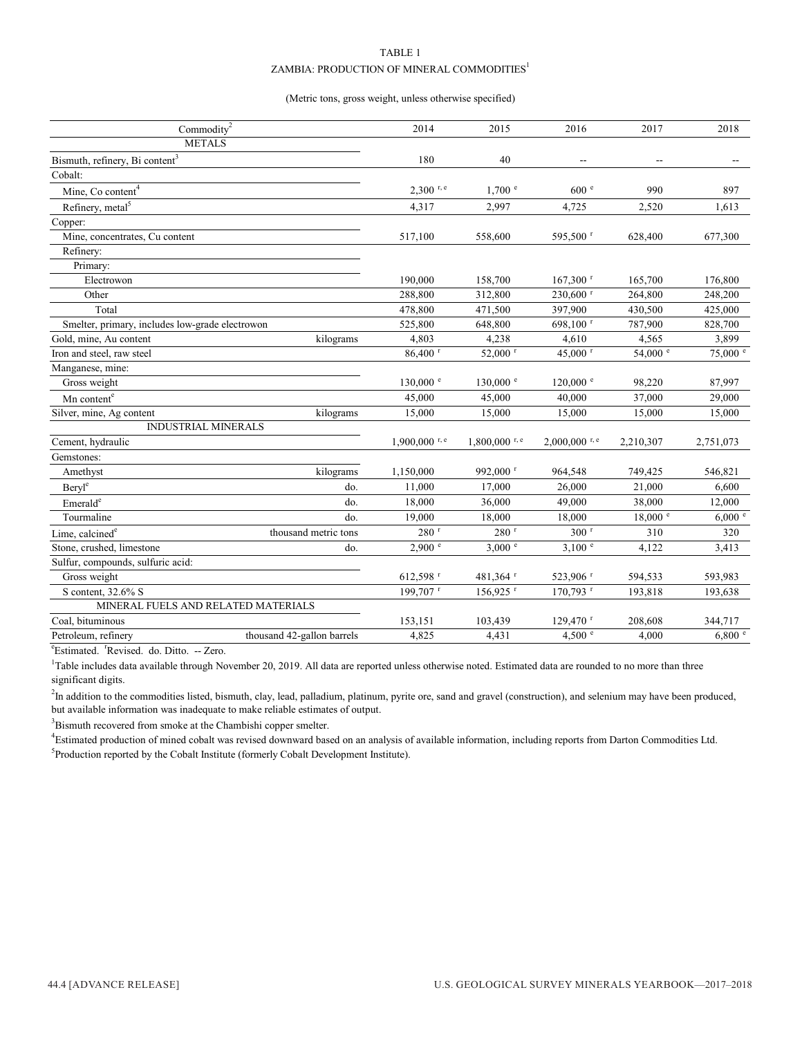TABLE 1

ZAMBIA: PRODUCTION OF MINERAL COMMODITIES[1]

(Metric tons, gross weight, unless otherwise specified)

| Commodity[2] | | 2014 | 2015 | 2016 | 2017 | 2018 |
|---|---|---|---|---|---|---|
| METALS | | | | | | |
| Bismuth, refinery, Bi content[3] | | 180 | 40 | -- | -- | -- |
| Cobalt: | | | | | | |
| Mine, Co content[4] | | 2,300 r, e | 1,700 e | 600 e | 990 | 897 |
| Refinery, metal[5] | | 4,317 | 2,997 | 4,725 | 2,520 | 1,613 |
| Copper: | | | | | | |
| Mine, concentrates, Cu content | | 517,100 | 558,600 | 595,500 r | 628,400 | 677,300 |
| Refinery: | | | | | | |
| Primary: | | | | | | |
| Electrowon | | 190,000 | 158,700 | 167,300 r | 165,700 | 176,800 |
| Other | | 288,800 | 312,800 | 230,600 r | 264,800 | 248,200 |
| Total | | 478,800 | 471,500 | 397,900 | 430,500 | 425,000 |
| Smelter, primary, includes low-grade electrowon | | 525,800 | 648,800 | 698,100 r | 787,900 | 828,700 |
| Gold, mine, Au content | kilograms | 4,803 | 4,238 | 4,610 | 4,565 | 3,899 |
| Iron and steel, raw steel | | 86,400 r | 52,000 r | 45,000 r | 54,000 e | 75,000 e |
| Manganese, mine: | | | | | | |
| Gross weight | | 130,000 e | 130,000 e | 120,000 e | 98,220 | 87,997 |
| Mn content[e] | | 45,000 | 45,000 | 40,000 | 37,000 | 29,000 |
| Silver, mine, Ag content | kilograms | 15,000 | 15,000 | 15,000 | 15,000 | 15,000 |
| INDUSTRIAL MINERALS | | | | | | |
| Cement, hydraulic | | 1,900,000 r, e | 1,800,000 r, e | 2,000,000 r, e | 2,210,307 | 2,751,073 |
| Gemstones: | | | | | | |
| Amethyst | kilograms | 1,150,000 | 992,000 r | 964,548 | 749,425 | 546,821 |
| Beryl[e] | do. | 11,000 | 17,000 | 26,000 | 21,000 | 6,600 |
| Emerald[e] | do. | 18,000 | 36,000 | 49,000 | 38,000 | 12,000 |
| Tourmaline | do. | 19,000 | 18,000 | 18,000 | 18,000 e | 6,000 e |
| Lime, calcined[e] | thousand metric tons | 280 r | 280 r | 300 r | 310 | 320 |
| Stone, crushed, limestone | do. | 2,900 e | 3,000 e | 3,100 e | 4,122 | 3,413 |
| Sulfur, compounds, sulfuric acid: | | | | | | |
| Gross weight | | 612,598 r | 481,364 r | 523,906 r | 594,533 | 593,983 |
| S content, 32.6% S | | 199,707 r | 156,925 r | 170,793 r | 193,818 | 193,638 |
| MINERAL FUELS AND RELATED MATERIALS | | | | | | |
| Coal, bituminous | | 153,151 | 103,439 | 129,470 r | 208,608 | 344,717 |
| Petroleum, refinery | thousand 42-gallon barrels | 4,825 | 4,431 | 4,500 e | 4,000 | 6,800 e |

[e]Estimated. [r]Revised. do. Ditto. -- Zero.

[1]Table includes data available through November 20, 2019. All data are reported unless otherwise noted. Estimated data are rounded to no more than three significant digits.

[2]In addition to the commodities listed, bismuth, clay, lead, palladium, platinum, pyrite ore, sand and gravel (construction), and selenium may have been produced, but available information was inadequate to make reliable estimates of output.

[3]Bismuth recovered from smoke at the Chambishi copper smelter.

[4]Estimated production of mined cobalt was revised downward based on an analysis of available information, including reports from Darton Commodities Ltd.

[5]Production reported by the Cobalt Institute (formerly Cobalt Development Institute).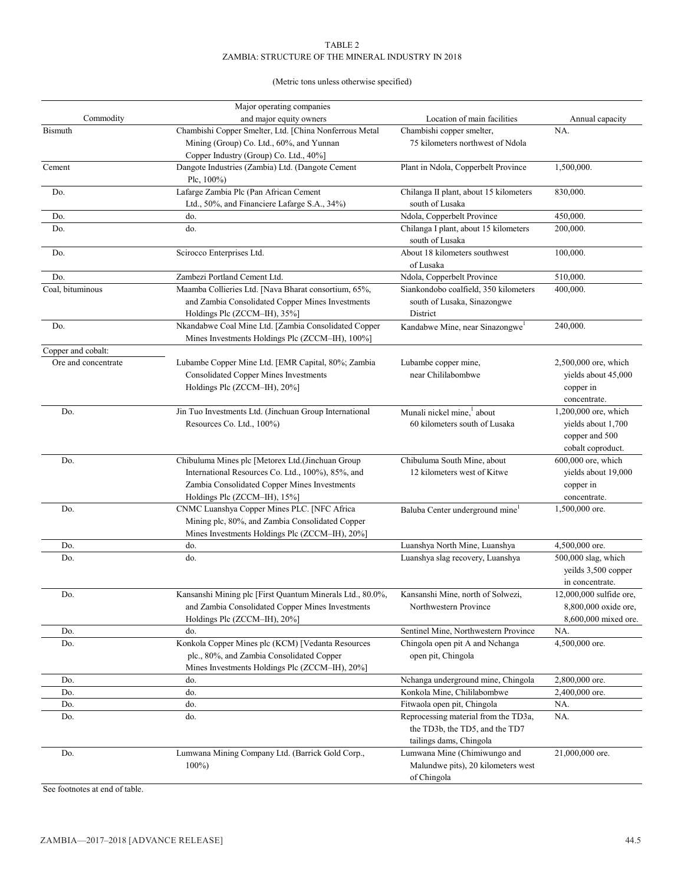TABLE 2
ZAMBIA: STRUCTURE OF THE MINERAL INDUSTRY IN 2018

(Metric tons unless otherwise specified)

| Commodity | Major operating companies and major equity owners | Location of main facilities | Annual capacity |
|---|---|---|---|
| Bismuth | Chambishi Copper Smelter, Ltd. [China Nonferrous Metal Mining (Group) Co. Ltd., 60%, and Yunnan Copper Industry (Group) Co. Ltd., 40%] | Chambishi copper smelter, 75 kilometers northwest of Ndola | NA. |
| Cement | Dangote Industries (Zambia) Ltd. (Dangote Cement Plc, 100%) | Plant in Ndola, Copperbelt Province | 1,500,000. |
| Do. | Lafarge Zambia Plc (Pan African Cement Ltd., 50%, and Financiere Lafarge S.A., 34%) | Chilanga II plant, about 15 kilometers south of Lusaka | 830,000. |
| Do. | do. | Ndola, Copperbelt Province | 450,000. |
| Do. | do. | Chilanga I plant, about 15 kilometers south of Lusaka | 200,000. |
| Do. | Scirocco Enterprises Ltd. | About 18 kilometers southwest of Lusaka | 100,000. |
| Do. | Zambezi Portland Cement Ltd. | Ndola, Copperbelt Province | 510,000. |
| Coal, bituminous | Maamba Collieries Ltd. [Nava Bharat consortium, 65%, and Zambia Consolidated Copper Mines Investments Holdings Plc (ZCCM–IH), 35%] | Siankondobo coalfield, 350 kilometers south of Lusaka, Sinazongwe District | 400,000. |
| Do. | Nkandabwe Coal Mine Ltd. [Zambia Consolidated Copper Mines Investments Holdings Plc (ZCCM–IH), 100%] | Kandabwe Mine, near Sinazongwe[1] | 240,000. |
| Copper and cobalt: | | | |
| Ore and concentrate | Lubambe Copper Mine Ltd. [EMR Capital, 80%; Zambia Consolidated Copper Mines Investments Holdings Plc (ZCCM–IH), 20%] | Lubambe copper mine, near Chililabombwe | 2,500,000 ore, which yields about 45,000 copper in concentrate. |
| Do. | Jin Tuo Investments Ltd. (Jinchuan Group International Resources Co. Ltd., 100%) | Munali nickel mine,[1] about 60 kilometers south of Lusaka | 1,200,000 ore, which yields about 1,700 copper and 500 cobalt coproduct. |
| Do. | Chibuluma Mines plc [Metorex Ltd.(Jinchuan Group International Resources Co. Ltd., 100%), 85%, and Zambia Consolidated Copper Mines Investments Holdings Plc (ZCCM–IH), 15%] | Chibuluma South Mine, about 12 kilometers west of Kitwe | 600,000 ore, which yields about 19,000 copper in concentrate. |
| Do. | CNMC Luanshya Copper Mines PLC. [NFC Africa Mining plc, 80%, and Zambia Consolidated Copper Mines Investments Holdings Plc (ZCCM–IH), 20%] | Baluba Center underground mine[1] | 1,500,000 ore. |
| Do. | do. | Luanshya North Mine, Luanshya | 4,500,000 ore. |
| Do. | do. | Luanshya slag recovery, Luanshya | 500,000 slag, which yeilds 3,500 copper in concentrate. |
| Do. | Kansanshi Mining plc [First Quantum Minerals Ltd., 80.0%, and Zambia Consolidated Copper Mines Investments Holdings Plc (ZCCM–IH), 20%] | Kansanshi Mine, north of Solwezi, Northwestern Province | 12,000,000 sulfide ore, 8,800,000 oxide ore, 8,600,000 mixed ore. |
| Do. | do. | Sentinel Mine, Northwestern Province | NA. |
| Do. | Konkola Copper Mines plc (KCM) [Vedanta Resources plc., 80%, and Zambia Consolidated Copper Mines Investments Holdings Plc (ZCCM–IH), 20%] | Chingola open pit A and Nchanga open pit, Chingola | 4,500,000 ore. |
| Do. | do. | Nchanga underground mine, Chingola | 2,800,000 ore. |
| Do. | do. | Konkola Mine, Chililabombwe | 2,400,000 ore. |
| Do. | do. | Fitwaola open pit, Chingola | NA. |
| Do. | do. | Reprocessing material from the TD3a, the TD3b, the TD5, and the TD7 tailings dams, Chingola | NA. |
| Do. | Lumwana Mining Company Ltd. (Barrick Gold Corp., 100%) | Lumwana Mine (Chimiwungo and Malundwe pits), 20 kilometers west of Chingola | 21,000,000 ore. |

See footnotes at end of table.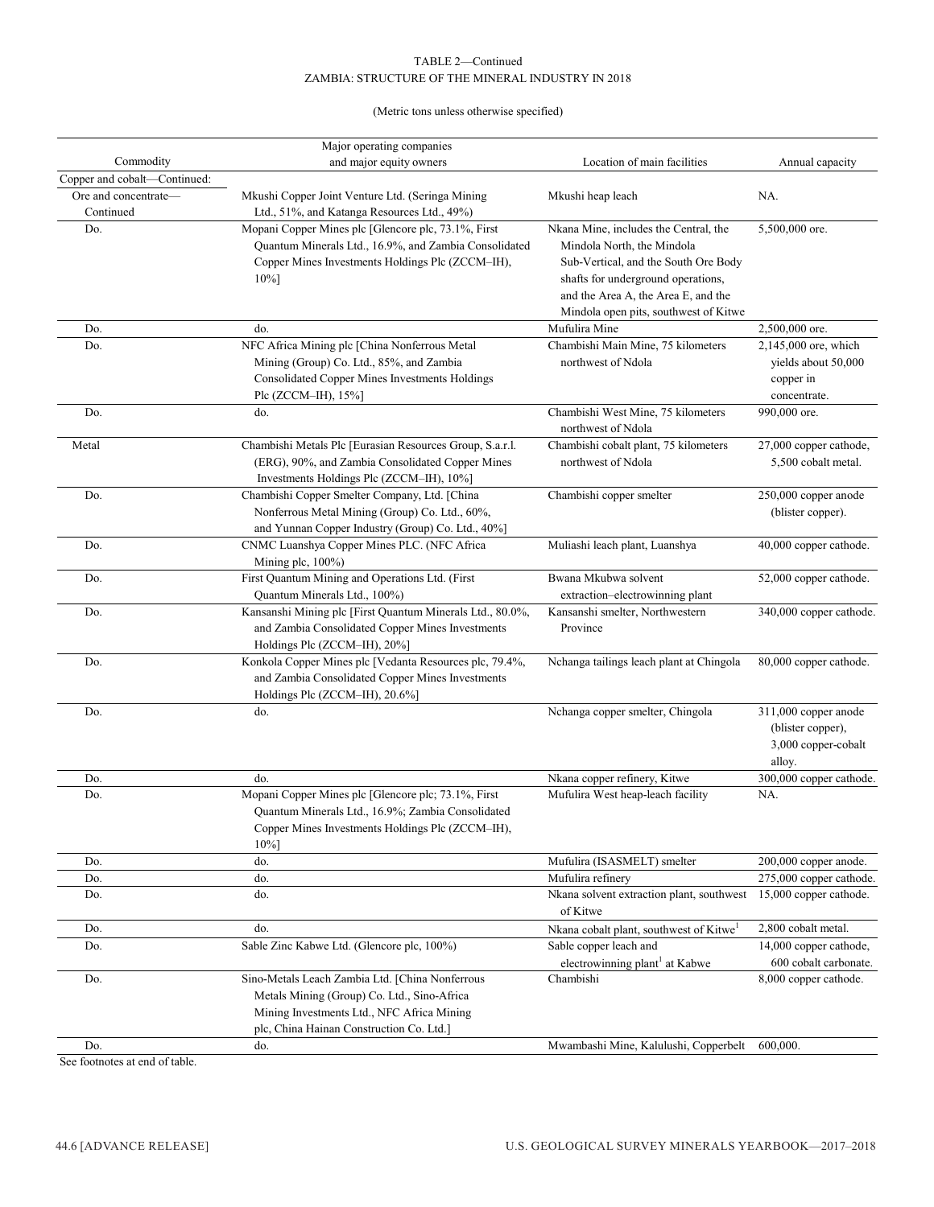TABLE 2—Continued
ZAMBIA: STRUCTURE OF THE MINERAL INDUSTRY IN 2018

(Metric tons unless otherwise specified)

| Commodity | Major operating companies and major equity owners | Location of main facilities | Annual capacity |
|---|---|---|---|
| Copper and cobalt—Continued: | | | |
| Ore and concentrate—Continued | Mkushi Copper Joint Venture Ltd. (Seringa Mining Ltd., 51%, and Katanga Resources Ltd., 49%) | Mkushi heap leach | NA. |
| Do. | Mopani Copper Mines plc [Glencore plc, 73.1%, First Quantum Minerals Ltd., 16.9%, and Zambia Consolidated Copper Mines Investments Holdings Plc (ZCCM–IH), 10%] | Nkana Mine, includes the Central, the Mindola North, the Mindola Sub-Vertical, and the South Ore Body shafts for underground operations, and the Area A, the Area E, and the Mindola open pits, southwest of Kitwe | 5,500,000 ore. |
| Do. | do. | Mufulira Mine | 2,500,000 ore. |
| Do. | NFC Africa Mining plc [China Nonferrous Metal Mining (Group) Co. Ltd., 85%, and Zambia Consolidated Copper Mines Investments Holdings Plc (ZCCM–IH), 15%] | Chambishi Main Mine, 75 kilometers northwest of Ndola | 2,145,000 ore, which yields about 50,000 copper in concentrate. |
| Do. | do. | Chambishi West Mine, 75 kilometers northwest of Ndola | 990,000 ore. |
| Metal | Chambishi Metals Plc [Eurasian Resources Group, S.a.r.l. (ERG), 90%, and Zambia Consolidated Copper Mines Investments Holdings Plc (ZCCM–IH), 10%] | Chambishi cobalt plant, 75 kilometers northwest of Ndola | 27,000 copper cathode, 5,500 cobalt metal. |
| Do. | Chambishi Copper Smelter Company, Ltd. [China Nonferrous Metal Mining (Group) Co. Ltd., 60%, and Yunnan Copper Industry (Group) Co. Ltd., 40%] | Chambishi copper smelter | 250,000 copper anode (blister copper). |
| Do. | CNMC Luanshya Copper Mines PLC. (NFC Africa Mining plc, 100%) | Muliashi leach plant, Luanshya | 40,000 copper cathode. |
| Do. | First Quantum Mining and Operations Ltd. (First Quantum Minerals Ltd., 100%) | Bwana Mkubwa solvent extraction–electrowinning plant | 52,000 copper cathode. |
| Do. | Kansanshi Mining plc [First Quantum Minerals Ltd., 80.0%, and Zambia Consolidated Copper Mines Investments Holdings Plc (ZCCM–IH), 20%] | Kansanshi smelter, Northwestern Province | 340,000 copper cathode. |
| Do. | Konkola Copper Mines plc [Vedanta Resources plc, 79.4%, and Zambia Consolidated Copper Mines Investments Holdings Plc (ZCCM–IH), 20.6%] | Nchanga tailings leach plant at Chingola | 80,000 copper cathode. |
| Do. | do. | Nchanga copper smelter, Chingola | 311,000 copper anode (blister copper), 3,000 copper-cobalt alloy. |
| Do. | do. | Nkana copper refinery, Kitwe | 300,000 copper cathode. |
| Do. | Mopani Copper Mines plc [Glencore plc; 73.1%, First Quantum Minerals Ltd., 16.9%; Zambia Consolidated Copper Mines Investments Holdings Plc (ZCCM–IH), 10%] | Mufulira West heap-leach facility | NA. |
| Do. | do. | Mufulira (ISASMELT) smelter | 200,000 copper anode. |
| Do. | do. | Mufulira refinery | 275,000 copper cathode. |
| Do. | do. | Nkana solvent extraction plant, southwest of Kitwe | 15,000 copper cathode. |
| Do. | do. | Nkana cobalt plant, southwest of Kitwe[1] | 2,800 cobalt metal. |
| Do. | Sable Zinc Kabwe Ltd. (Glencore plc, 100%) | Sable copper leach and electrowinning plant[1] at Kabwe | 14,000 copper cathode, 600 cobalt carbonate. |
| Do. | Sino-Metals Leach Zambia Ltd. [China Nonferrous Metals Mining (Group) Co. Ltd., Sino-Africa Mining Investments Ltd., NFC Africa Mining plc, China Hainan Construction Co. Ltd.] | Chambishi | 8,000 copper cathode. |
| Do. | do. | Mwambashi Mine, Kalulushi, Copperbelt | 600,000. |

See footnotes at end of table.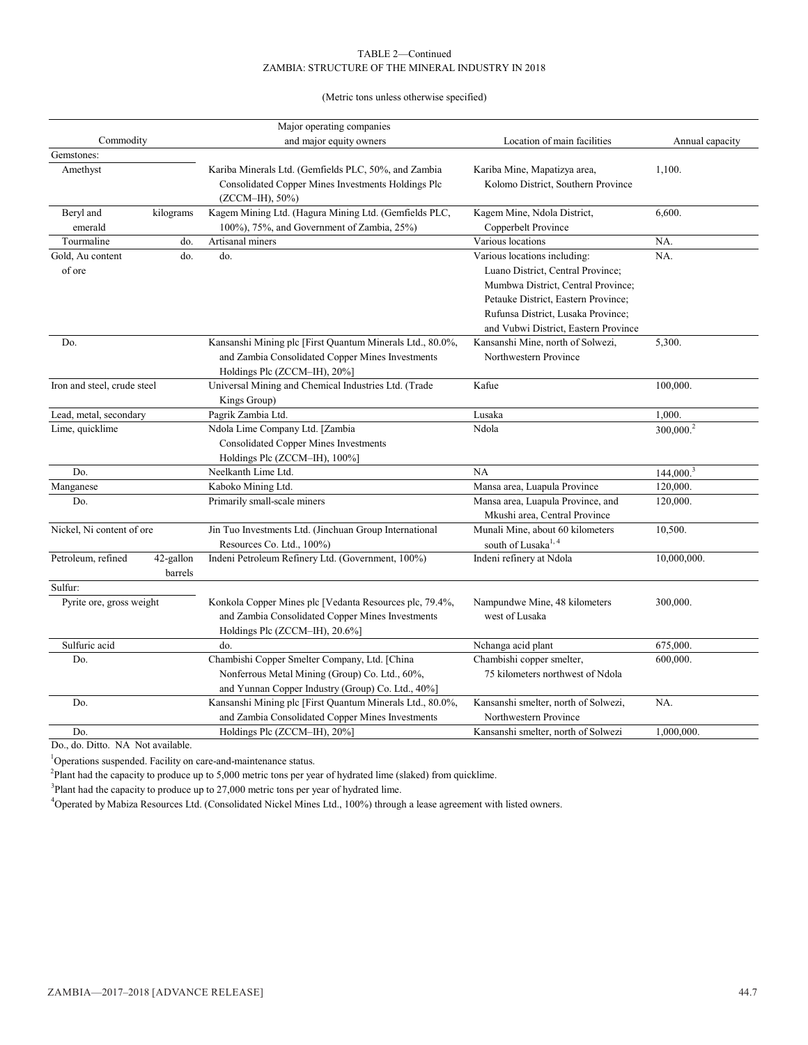TABLE 2—Continued
ZAMBIA: STRUCTURE OF THE MINERAL INDUSTRY IN 2018

(Metric tons unless otherwise specified)

| Commodity | | Major operating companies and major equity owners | Location of main facilities | Annual capacity |
|---|---|---|---|---|
| Gemstones: | | | | |
| Amethyst | | Kariba Minerals Ltd. (Gemfields PLC, 50%, and Zambia Consolidated Copper Mines Investments Holdings Plc (ZCCM–IH), 50%) | Kariba Mine, Mapatizya area, Kolomo District, Southern Province | 1,100. |
| Beryl and emerald | kilograms | Kagem Mining Ltd. (Hagura Mining Ltd. (Gemfields PLC, 100%), 75%, and Government of Zambia, 25%) | Kagem Mine, Ndola District, Copperbelt Province | 6,600. |
| Tourmaline | do. | Artisanal miners | Various locations | NA. |
| Gold, Au content of ore | do. | do. | Various locations including: Luano District, Central Province; Mumbwa District, Central Province; Petauke District, Eastern Province; Rufunsa District, Lusaka Province; and Vubwi District, Eastern Province | NA. |
| Do. | | Kansanshi Mining plc [First Quantum Minerals Ltd., 80.0%, and Zambia Consolidated Copper Mines Investments Holdings Plc (ZCCM–IH), 20%] | Kansanshi Mine, north of Solwezi, Northwestern Province | 5,300. |
| Iron and steel, crude steel | | Universal Mining and Chemical Industries Ltd. (Trade Kings Group) | Kafue | 100,000. |
| Lead, metal, secondary | | Pagrik Zambia Ltd. | Lusaka | 1,000. |
| Lime, quicklime | | Ndola Lime Company Ltd. [Zambia Consolidated Copper Mines Investments Holdings Plc (ZCCM–IH), 100%] | Ndola | 300,000.[2] |
| Do. | | Neelkanth Lime Ltd. | NA | 144,000.[3] |
| Manganese | | Kaboko Mining Ltd. | Mansa area, Luapula Province | 120,000. |
| Do. | | Primarily small-scale miners | Mansa area, Luapula Province, and Mkushi area, Central Province | 120,000. |
| Nickel, Ni content of ore | | Jin Tuo Investments Ltd. (Jinchuan Group International Resources Co. Ltd., 100%) | Munali Mine, about 60 kilometers south of Lusaka[1, 4] | 10,500. |
| Petroleum, refined | 42-gallon barrels | Indeni Petroleum Refinery Ltd. (Government, 100%) | Indeni refinery at Ndola | 10,000,000. |
| Sulfur: | | | | |
| Pyrite ore, gross weight | | Konkola Copper Mines plc [Vedanta Resources plc, 79.4%, and Zambia Consolidated Copper Mines Investments Holdings Plc (ZCCM–IH), 20.6%] | Nampundwe Mine, 48 kilometers west of Lusaka | 300,000. |
| Sulfuric acid | | do. | Nchanga acid plant | 675,000. |
| Do. | | Chambishi Copper Smelter Company, Ltd. [China Nonferrous Metal Mining (Group) Co. Ltd., 60%, and Yunnan Copper Industry (Group) Co. Ltd., 40%] | Chambishi copper smelter, 75 kilometers northwest of Ndola | 600,000. |
| Do. | | Kansanshi Mining plc [First Quantum Minerals Ltd., 80.0%, and Zambia Consolidated Copper Mines Investments | Kansanshi smelter, north of Solwezi, Northwestern Province | NA. |
| Do. | | Holdings Plc (ZCCM–IH), 20%] | Kansanshi smelter, north of Solwezi | 1,000,000. |

Do., do. Ditto. NA Not available.

[1]Operations suspended. Facility on care-and-maintenance status.

[2]Plant had the capacity to produce up to 5,000 metric tons per year of hydrated lime (slaked) from quicklime.

[3]Plant had the capacity to produce up to 27,000 metric tons per year of hydrated lime.

[4]Operated by Mabiza Resources Ltd. (Consolidated Nickel Mines Ltd., 100%) through a lease agreement with listed owners.